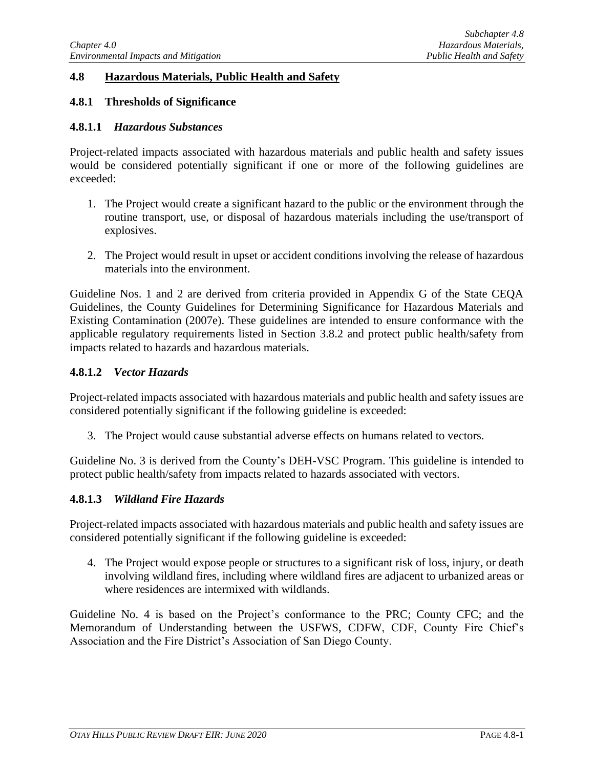## 4.8 Hazardous Materials, Public Health and Safety

### 4.8.1 Thresholds of Significance

#### 4.8.1.1 *Hazardous Substances*

Project-related impacts associated with hazardous materials and public health and safety issues would be considered potentially significant if one or more of the following guidelines are exceeded:

1. The Project would create a significant hazard to the public or the environment through the routine transport, use, or disposal of hazardous materials including the use/transport of explosives.
2. The Project would result in upset or accident conditions involving the release of hazardous materials into the environment.

Guideline Nos. 1 and 2 are derived from criteria provided in Appendix G of the State CEQA Guidelines, the County Guidelines for Determining Significance for Hazardous Materials and Existing Contamination (2007e). These guidelines are intended to ensure conformance with the applicable regulatory requirements listed in Section 3.8.2 and protect public health/safety from impacts related to hazards and hazardous materials.

#### 4.8.1.2 *Vector Hazards*

Project-related impacts associated with hazardous materials and public health and safety issues are considered potentially significant if the following guideline is exceeded:

3. The Project would cause substantial adverse effects on humans related to vectors.

Guideline No. 3 is derived from the County's DEH-VSC Program. This guideline is intended to protect public health/safety from impacts related to hazards associated with vectors.

#### 4.8.1.3 *Wildland Fire Hazards*

Project-related impacts associated with hazardous materials and public health and safety issues are considered potentially significant if the following guideline is exceeded:

4. The Project would expose people or structures to a significant risk of loss, injury, or death involving wildland fires, including where wildland fires are adjacent to urbanized areas or where residences are intermixed with wildlands.

Guideline No. 4 is based on the Project's conformance to the PRC; County CFC; and the Memorandum of Understanding between the USFWS, CDFW, CDF, County Fire Chief's Association and the Fire District's Association of San Diego County.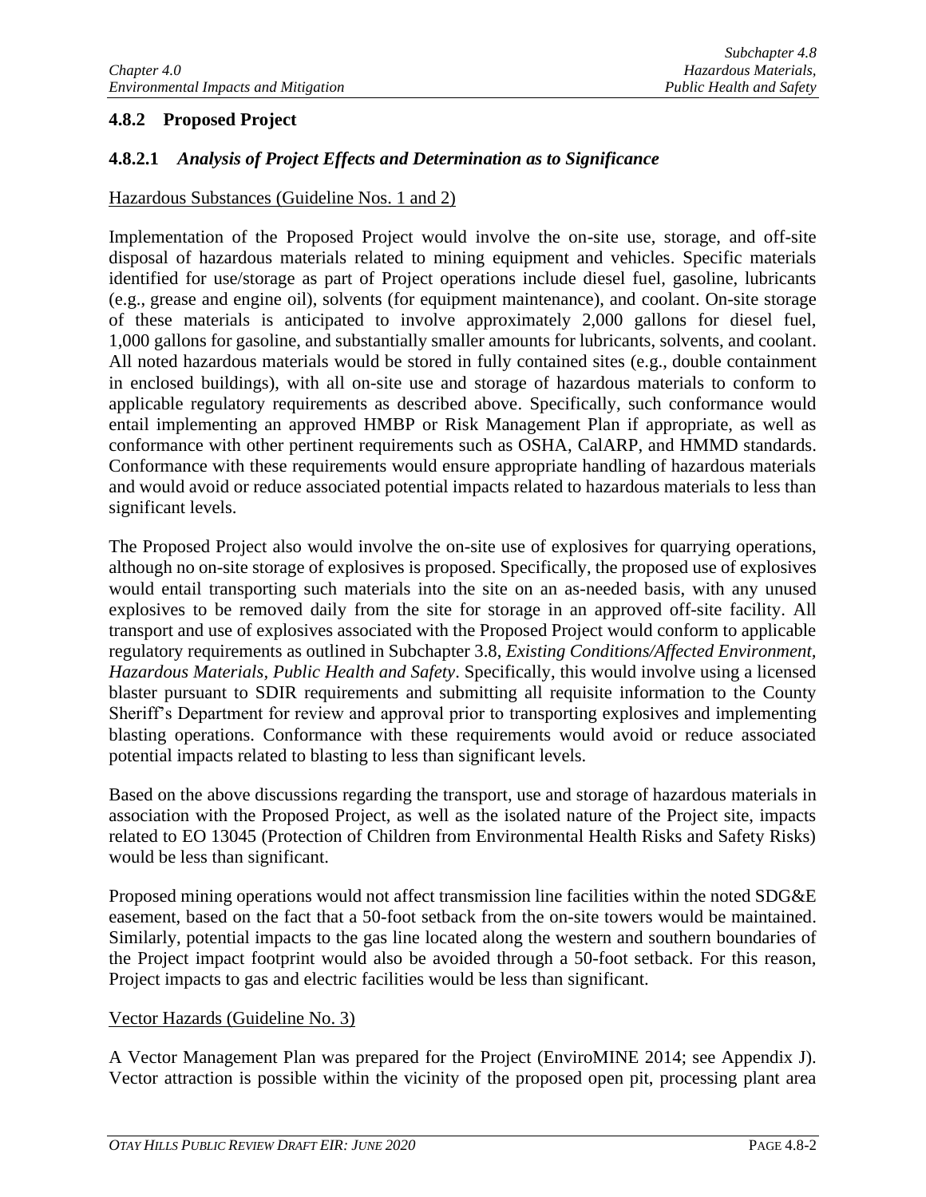### 4.8.2 Proposed Project

#### 4.8.2.1 *Analysis of Project Effects and Determination as to Significance*

Hazardous Substances (Guideline Nos. 1 and 2)

Implementation of the Proposed Project would involve the on-site use, storage, and off-site disposal of hazardous materials related to mining equipment and vehicles. Specific materials identified for use/storage as part of Project operations include diesel fuel, gasoline, lubricants (e.g., grease and engine oil), solvents (for equipment maintenance), and coolant. On-site storage of these materials is anticipated to involve approximately 2,000 gallons for diesel fuel, 1,000 gallons for gasoline, and substantially smaller amounts for lubricants, solvents, and coolant. All noted hazardous materials would be stored in fully contained sites (e.g., double containment in enclosed buildings), with all on-site use and storage of hazardous materials to conform to applicable regulatory requirements as described above. Specifically, such conformance would entail implementing an approved HMBP or Risk Management Plan if appropriate, as well as conformance with other pertinent requirements such as OSHA, CalARP, and HMMD standards. Conformance with these requirements would ensure appropriate handling of hazardous materials and would avoid or reduce associated potential impacts related to hazardous materials to less than significant levels.

The Proposed Project also would involve the on-site use of explosives for quarrying operations, although no on-site storage of explosives is proposed. Specifically, the proposed use of explosives would entail transporting such materials into the site on an as-needed basis, with any unused explosives to be removed daily from the site for storage in an approved off-site facility. All transport and use of explosives associated with the Proposed Project would conform to applicable regulatory requirements as outlined in Subchapter 3.8, *Existing Conditions/Affected Environment, Hazardous Materials, Public Health and Safety*. Specifically, this would involve using a licensed blaster pursuant to SDIR requirements and submitting all requisite information to the County Sheriff's Department for review and approval prior to transporting explosives and implementing blasting operations. Conformance with these requirements would avoid or reduce associated potential impacts related to blasting to less than significant levels.

Based on the above discussions regarding the transport, use and storage of hazardous materials in association with the Proposed Project, as well as the isolated nature of the Project site, impacts related to EO 13045 (Protection of Children from Environmental Health Risks and Safety Risks) would be less than significant.

Proposed mining operations would not affect transmission line facilities within the noted SDG&E easement, based on the fact that a 50-foot setback from the on-site towers would be maintained. Similarly, potential impacts to the gas line located along the western and southern boundaries of the Project impact footprint would also be avoided through a 50-foot setback. For this reason, Project impacts to gas and electric facilities would be less than significant.

Vector Hazards (Guideline No. 3)

A Vector Management Plan was prepared for the Project (EnviroMINE 2014; see Appendix J). Vector attraction is possible within the vicinity of the proposed open pit, processing plant area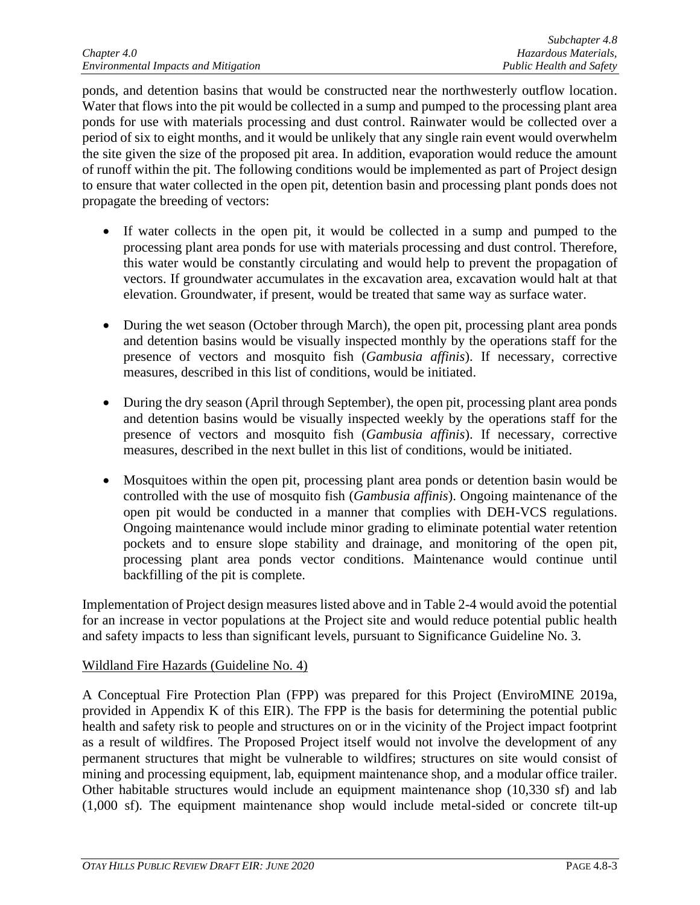ponds, and detention basins that would be constructed near the northwesterly outflow location. Water that flows into the pit would be collected in a sump and pumped to the processing plant area ponds for use with materials processing and dust control. Rainwater would be collected over a period of six to eight months, and it would be unlikely that any single rain event would overwhelm the site given the size of the proposed pit area. In addition, evaporation would reduce the amount of runoff within the pit. The following conditions would be implemented as part of Project design to ensure that water collected in the open pit, detention basin and processing plant ponds does not propagate the breeding of vectors:

- If water collects in the open pit, it would be collected in a sump and pumped to the processing plant area ponds for use with materials processing and dust control. Therefore, this water would be constantly circulating and would help to prevent the propagation of vectors. If groundwater accumulates in the excavation area, excavation would halt at that elevation. Groundwater, if present, would be treated that same way as surface water.

- During the wet season (October through March), the open pit, processing plant area ponds and detention basins would be visually inspected monthly by the operations staff for the presence of vectors and mosquito fish (*Gambusia affinis*). If necessary, corrective measures, described in this list of conditions, would be initiated.

- During the dry season (April through September), the open pit, processing plant area ponds and detention basins would be visually inspected weekly by the operations staff for the presence of vectors and mosquito fish (*Gambusia affinis*). If necessary, corrective measures, described in the next bullet in this list of conditions, would be initiated.

- Mosquitoes within the open pit, processing plant area ponds or detention basin would be controlled with the use of mosquito fish (*Gambusia affinis*). Ongoing maintenance of the open pit would be conducted in a manner that complies with DEH-VCS regulations. Ongoing maintenance would include minor grading to eliminate potential water retention pockets and to ensure slope stability and drainage, and monitoring of the open pit, processing plant area ponds vector conditions. Maintenance would continue until backfilling of the pit is complete.

Implementation of Project design measures listed above and in Table 2-4 would avoid the potential for an increase in vector populations at the Project site and would reduce potential public health and safety impacts to less than significant levels, pursuant to Significance Guideline No. 3.

<u>Wildland Fire Hazards (Guideline No. 4)</u>

A Conceptual Fire Protection Plan (FPP) was prepared for this Project (EnviroMINE 2019a, provided in Appendix K of this EIR). The FPP is the basis for determining the potential public health and safety risk to people and structures on or in the vicinity of the Project impact footprint as a result of wildfires. The Proposed Project itself would not involve the development of any permanent structures that might be vulnerable to wildfires; structures on site would consist of mining and processing equipment, lab, equipment maintenance shop, and a modular office trailer. Other habitable structures would include an equipment maintenance shop (10,330 sf) and lab (1,000 sf). The equipment maintenance shop would include metal-sided or concrete tilt-up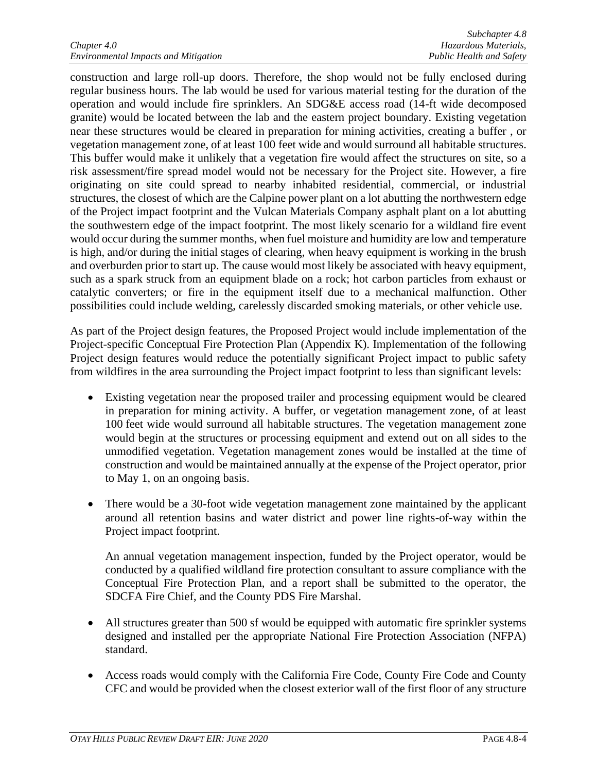construction and large roll-up doors. Therefore, the shop would not be fully enclosed during regular business hours. The lab would be used for various material testing for the duration of the operation and would include fire sprinklers. An SDG&E access road (14-ft wide decomposed granite) would be located between the lab and the eastern project boundary. Existing vegetation near these structures would be cleared in preparation for mining activities, creating a buffer , or vegetation management zone, of at least 100 feet wide and would surround all habitable structures. This buffer would make it unlikely that a vegetation fire would affect the structures on site, so a risk assessment/fire spread model would not be necessary for the Project site. However, a fire originating on site could spread to nearby inhabited residential, commercial, or industrial structures, the closest of which are the Calpine power plant on a lot abutting the northwestern edge of the Project impact footprint and the Vulcan Materials Company asphalt plant on a lot abutting the southwestern edge of the impact footprint. The most likely scenario for a wildland fire event would occur during the summer months, when fuel moisture and humidity are low and temperature is high, and/or during the initial stages of clearing, when heavy equipment is working in the brush and overburden prior to start up. The cause would most likely be associated with heavy equipment, such as a spark struck from an equipment blade on a rock; hot carbon particles from exhaust or catalytic converters; or fire in the equipment itself due to a mechanical malfunction. Other possibilities could include welding, carelessly discarded smoking materials, or other vehicle use.

As part of the Project design features, the Proposed Project would include implementation of the Project-specific Conceptual Fire Protection Plan (Appendix K). Implementation of the following Project design features would reduce the potentially significant Project impact to public safety from wildfires in the area surrounding the Project impact footprint to less than significant levels:

- Existing vegetation near the proposed trailer and processing equipment would be cleared in preparation for mining activity. A buffer, or vegetation management zone, of at least 100 feet wide would surround all habitable structures. The vegetation management zone would begin at the structures or processing equipment and extend out on all sides to the unmodified vegetation. Vegetation management zones would be installed at the time of construction and would be maintained annually at the expense of the Project operator, prior to May 1, on an ongoing basis.

- There would be a 30-foot wide vegetation management zone maintained by the applicant around all retention basins and water district and power line rights-of-way within the Project impact footprint.

  An annual vegetation management inspection, funded by the Project operator, would be conducted by a qualified wildland fire protection consultant to assure compliance with the Conceptual Fire Protection Plan, and a report shall be submitted to the operator, the SDCFA Fire Chief, and the County PDS Fire Marshal.

- All structures greater than 500 sf would be equipped with automatic fire sprinkler systems designed and installed per the appropriate National Fire Protection Association (NFPA) standard.

- Access roads would comply with the California Fire Code, County Fire Code and County CFC and would be provided when the closest exterior wall of the first floor of any structure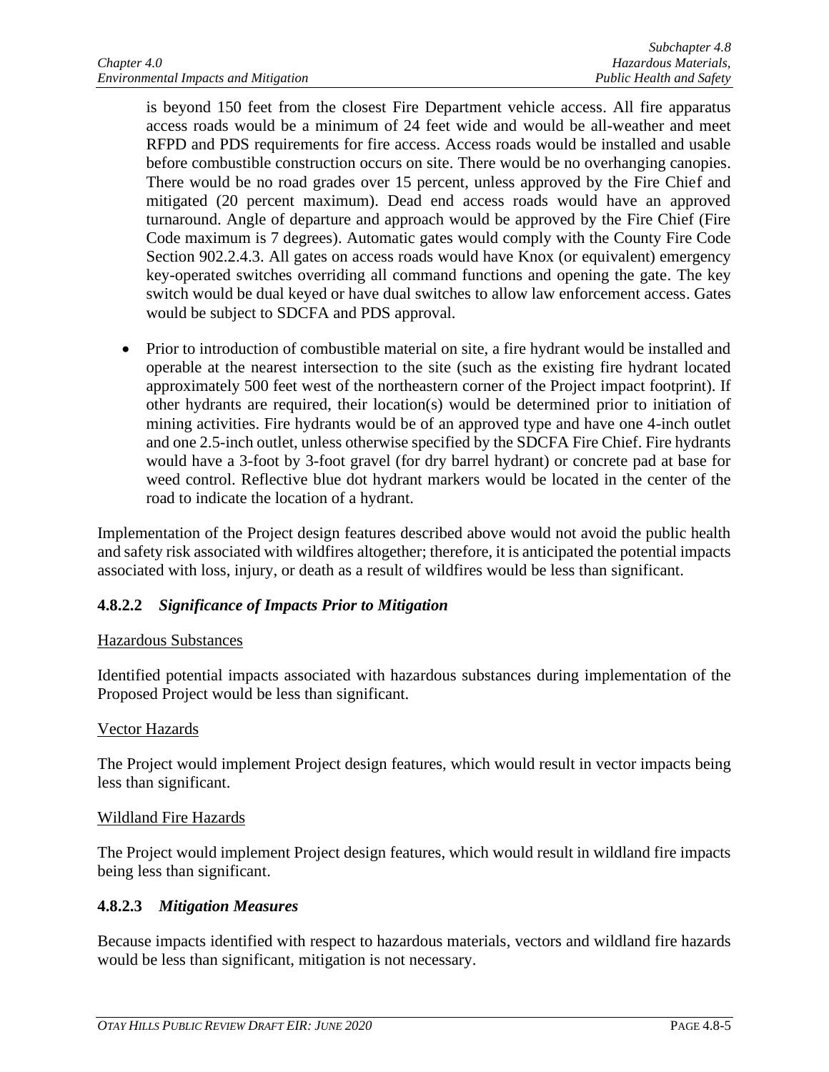is beyond 150 feet from the closest Fire Department vehicle access. All fire apparatus access roads would be a minimum of 24 feet wide and would be all-weather and meet RFPD and PDS requirements for fire access. Access roads would be installed and usable before combustible construction occurs on site. There would be no overhanging canopies. There would be no road grades over 15 percent, unless approved by the Fire Chief and mitigated (20 percent maximum). Dead end access roads would have an approved turnaround. Angle of departure and approach would be approved by the Fire Chief (Fire Code maximum is 7 degrees). Automatic gates would comply with the County Fire Code Section 902.2.4.3. All gates on access roads would have Knox (or equivalent) emergency key-operated switches overriding all command functions and opening the gate. The key switch would be dual keyed or have dual switches to allow law enforcement access. Gates would be subject to SDCFA and PDS approval.

- Prior to introduction of combustible material on site, a fire hydrant would be installed and operable at the nearest intersection to the site (such as the existing fire hydrant located approximately 500 feet west of the northeastern corner of the Project impact footprint). If other hydrants are required, their location(s) would be determined prior to initiation of mining activities. Fire hydrants would be of an approved type and have one 4-inch outlet and one 2.5-inch outlet, unless otherwise specified by the SDCFA Fire Chief. Fire hydrants would have a 3-foot by 3-foot gravel (for dry barrel hydrant) or concrete pad at base for weed control. Reflective blue dot hydrant markers would be located in the center of the road to indicate the location of a hydrant.

Implementation of the Project design features described above would not avoid the public health and safety risk associated with wildfires altogether; therefore, it is anticipated the potential impacts associated with loss, injury, or death as a result of wildfires would be less than significant.

### 4.8.2.2 *Significance of Impacts Prior to Mitigation*

Hazardous Substances

Identified potential impacts associated with hazardous substances during implementation of the Proposed Project would be less than significant.

Vector Hazards

The Project would implement Project design features, which would result in vector impacts being less than significant.

Wildland Fire Hazards

The Project would implement Project design features, which would result in wildland fire impacts being less than significant.

### 4.8.2.3 *Mitigation Measures*

Because impacts identified with respect to hazardous materials, vectors and wildland fire hazards would be less than significant, mitigation is not necessary.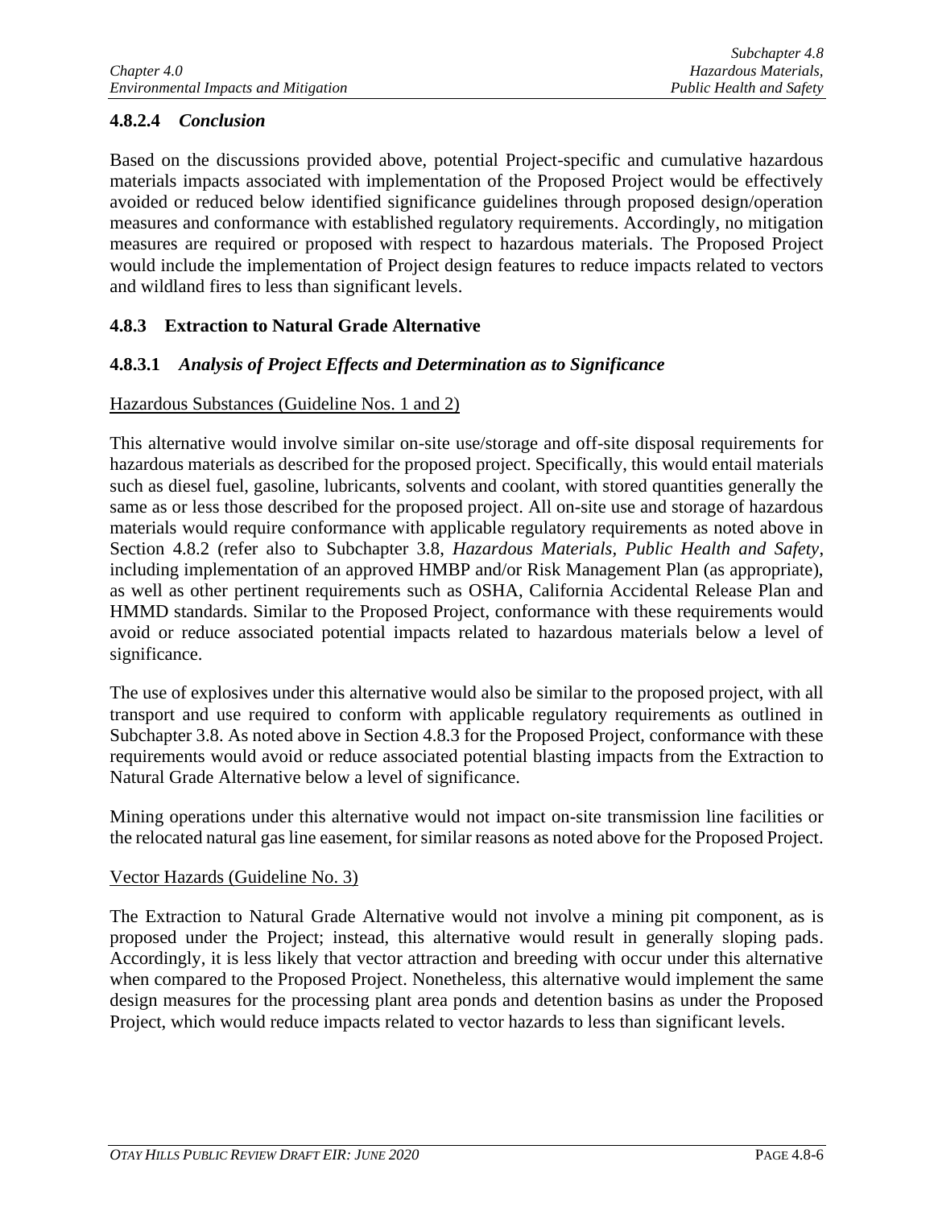### 4.8.2.4 *Conclusion*

Based on the discussions provided above, potential Project-specific and cumulative hazardous materials impacts associated with implementation of the Proposed Project would be effectively avoided or reduced below identified significance guidelines through proposed design/operation measures and conformance with established regulatory requirements. Accordingly, no mitigation measures are required or proposed with respect to hazardous materials. The Proposed Project would include the implementation of Project design features to reduce impacts related to vectors and wildland fires to less than significant levels.

## 4.8.3 Extraction to Natural Grade Alternative

### 4.8.3.1 *Analysis of Project Effects and Determination as to Significance*

Hazardous Substances (Guideline Nos. 1 and 2)

This alternative would involve similar on-site use/storage and off-site disposal requirements for hazardous materials as described for the proposed project. Specifically, this would entail materials such as diesel fuel, gasoline, lubricants, solvents and coolant, with stored quantities generally the same as or less those described for the proposed project. All on-site use and storage of hazardous materials would require conformance with applicable regulatory requirements as noted above in Section 4.8.2 (refer also to Subchapter 3.8, *Hazardous Materials, Public Health and Safety*, including implementation of an approved HMBP and/or Risk Management Plan (as appropriate), as well as other pertinent requirements such as OSHA, California Accidental Release Plan and HMMD standards. Similar to the Proposed Project, conformance with these requirements would avoid or reduce associated potential impacts related to hazardous materials below a level of significance.

The use of explosives under this alternative would also be similar to the proposed project, with all transport and use required to conform with applicable regulatory requirements as outlined in Subchapter 3.8. As noted above in Section 4.8.3 for the Proposed Project, conformance with these requirements would avoid or reduce associated potential blasting impacts from the Extraction to Natural Grade Alternative below a level of significance.

Mining operations under this alternative would not impact on-site transmission line facilities or the relocated natural gas line easement, for similar reasons as noted above for the Proposed Project.

Vector Hazards (Guideline No. 3)

The Extraction to Natural Grade Alternative would not involve a mining pit component, as is proposed under the Project; instead, this alternative would result in generally sloping pads. Accordingly, it is less likely that vector attraction and breeding with occur under this alternative when compared to the Proposed Project. Nonetheless, this alternative would implement the same design measures for the processing plant area ponds and detention basins as under the Proposed Project, which would reduce impacts related to vector hazards to less than significant levels.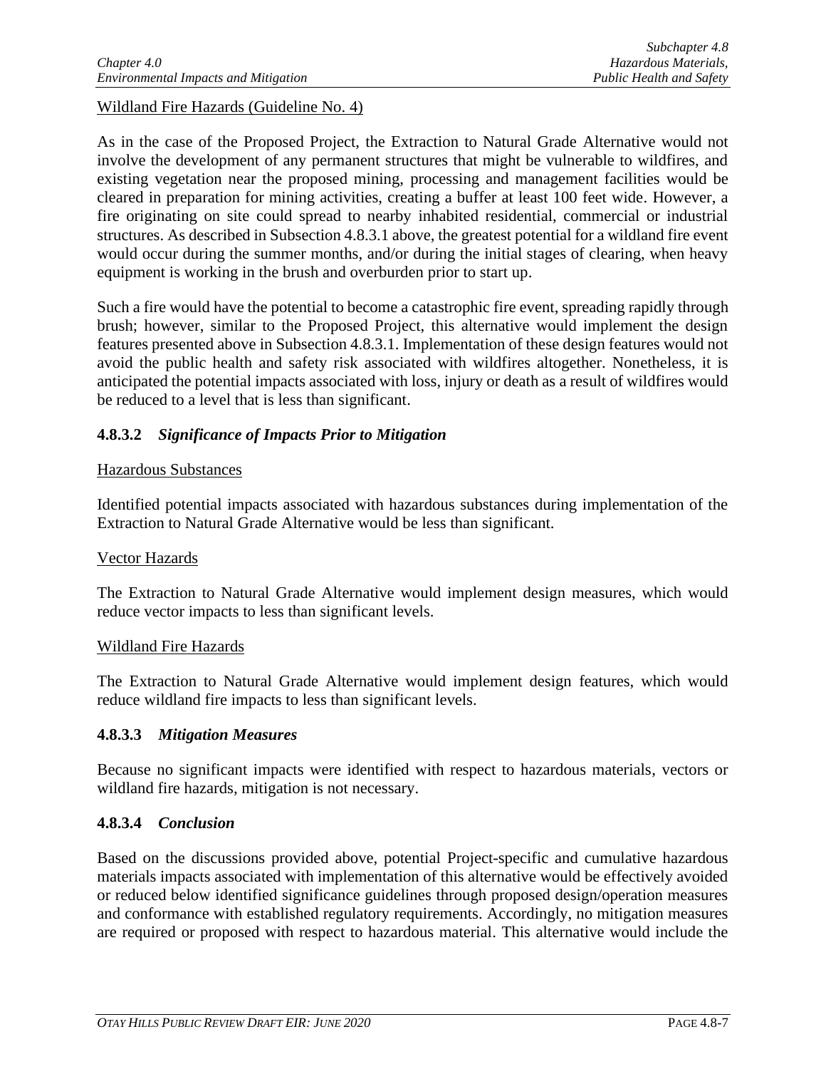Wildland Fire Hazards (Guideline No. 4)

As in the case of the Proposed Project, the Extraction to Natural Grade Alternative would not involve the development of any permanent structures that might be vulnerable to wildfires, and existing vegetation near the proposed mining, processing and management facilities would be cleared in preparation for mining activities, creating a buffer at least 100 feet wide. However, a fire originating on site could spread to nearby inhabited residential, commercial or industrial structures. As described in Subsection 4.8.3.1 above, the greatest potential for a wildland fire event would occur during the summer months, and/or during the initial stages of clearing, when heavy equipment is working in the brush and overburden prior to start up.

Such a fire would have the potential to become a catastrophic fire event, spreading rapidly through brush; however, similar to the Proposed Project, this alternative would implement the design features presented above in Subsection 4.8.3.1. Implementation of these design features would not avoid the public health and safety risk associated with wildfires altogether. Nonetheless, it is anticipated the potential impacts associated with loss, injury or death as a result of wildfires would be reduced to a level that is less than significant.

### 4.8.3.2 *Significance of Impacts Prior to Mitigation*

Hazardous Substances

Identified potential impacts associated with hazardous substances during implementation of the Extraction to Natural Grade Alternative would be less than significant.

Vector Hazards

The Extraction to Natural Grade Alternative would implement design measures, which would reduce vector impacts to less than significant levels.

Wildland Fire Hazards

The Extraction to Natural Grade Alternative would implement design features, which would reduce wildland fire impacts to less than significant levels.

### 4.8.3.3 *Mitigation Measures*

Because no significant impacts were identified with respect to hazardous materials, vectors or wildland fire hazards, mitigation is not necessary.

### 4.8.3.4 *Conclusion*

Based on the discussions provided above, potential Project-specific and cumulative hazardous materials impacts associated with implementation of this alternative would be effectively avoided or reduced below identified significance guidelines through proposed design/operation measures and conformance with established regulatory requirements. Accordingly, no mitigation measures are required or proposed with respect to hazardous material. This alternative would include the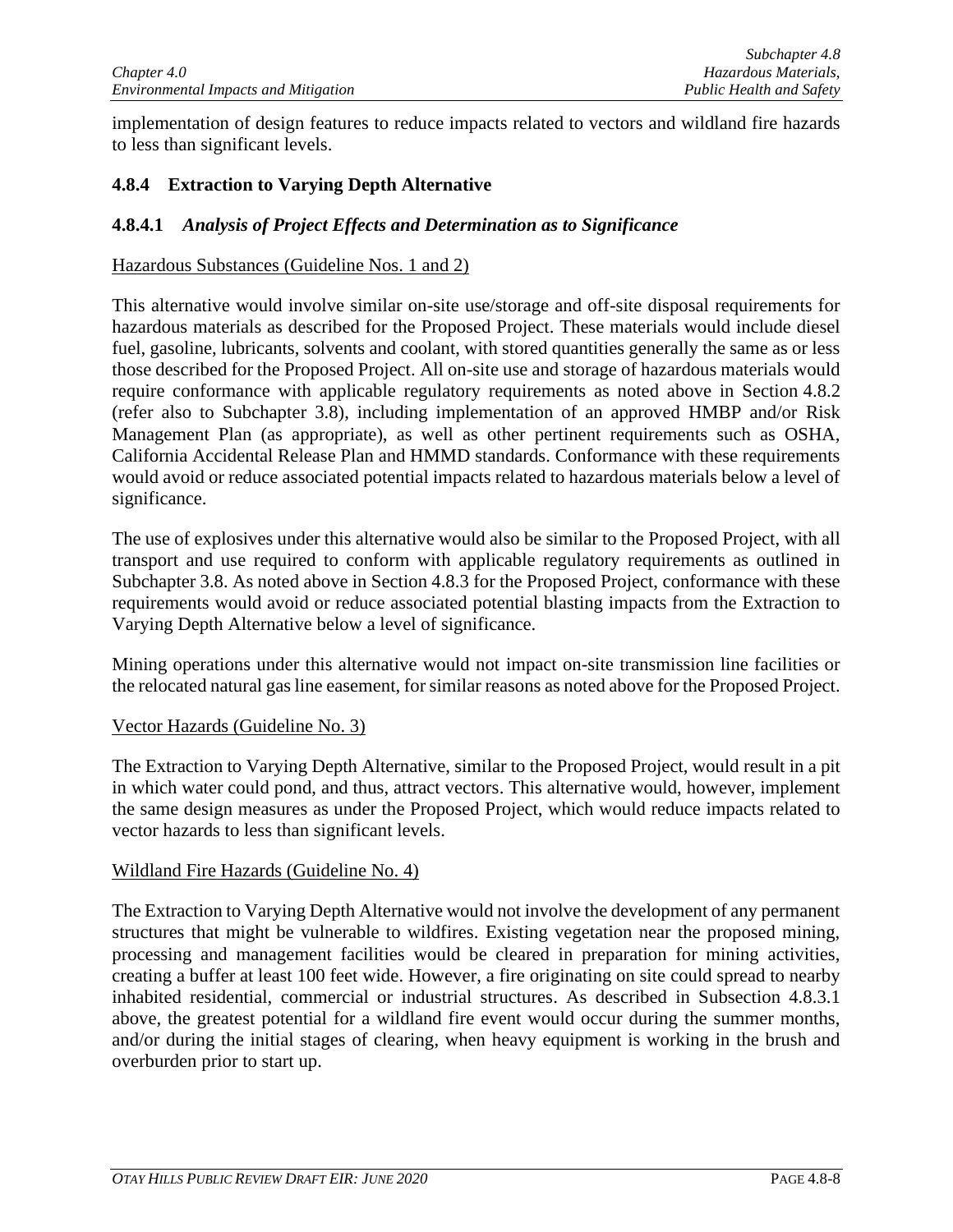implementation of design features to reduce impacts related to vectors and wildland fire hazards to less than significant levels.

### 4.8.4 Extraction to Varying Depth Alternative

#### 4.8.4.1 *Analysis of Project Effects and Determination as to Significance*

Hazardous Substances (Guideline Nos. 1 and 2)

This alternative would involve similar on-site use/storage and off-site disposal requirements for hazardous materials as described for the Proposed Project. These materials would include diesel fuel, gasoline, lubricants, solvents and coolant, with stored quantities generally the same as or less those described for the Proposed Project. All on-site use and storage of hazardous materials would require conformance with applicable regulatory requirements as noted above in Section 4.8.2 (refer also to Subchapter 3.8), including implementation of an approved HMBP and/or Risk Management Plan (as appropriate), as well as other pertinent requirements such as OSHA, California Accidental Release Plan and HMMD standards. Conformance with these requirements would avoid or reduce associated potential impacts related to hazardous materials below a level of significance.

The use of explosives under this alternative would also be similar to the Proposed Project, with all transport and use required to conform with applicable regulatory requirements as outlined in Subchapter 3.8. As noted above in Section 4.8.3 for the Proposed Project, conformance with these requirements would avoid or reduce associated potential blasting impacts from the Extraction to Varying Depth Alternative below a level of significance.

Mining operations under this alternative would not impact on-site transmission line facilities or the relocated natural gas line easement, for similar reasons as noted above for the Proposed Project.

Vector Hazards (Guideline No. 3)

The Extraction to Varying Depth Alternative, similar to the Proposed Project, would result in a pit in which water could pond, and thus, attract vectors. This alternative would, however, implement the same design measures as under the Proposed Project, which would reduce impacts related to vector hazards to less than significant levels.

Wildland Fire Hazards (Guideline No. 4)

The Extraction to Varying Depth Alternative would not involve the development of any permanent structures that might be vulnerable to wildfires. Existing vegetation near the proposed mining, processing and management facilities would be cleared in preparation for mining activities, creating a buffer at least 100 feet wide. However, a fire originating on site could spread to nearby inhabited residential, commercial or industrial structures. As described in Subsection 4.8.3.1 above, the greatest potential for a wildland fire event would occur during the summer months, and/or during the initial stages of clearing, when heavy equipment is working in the brush and overburden prior to start up.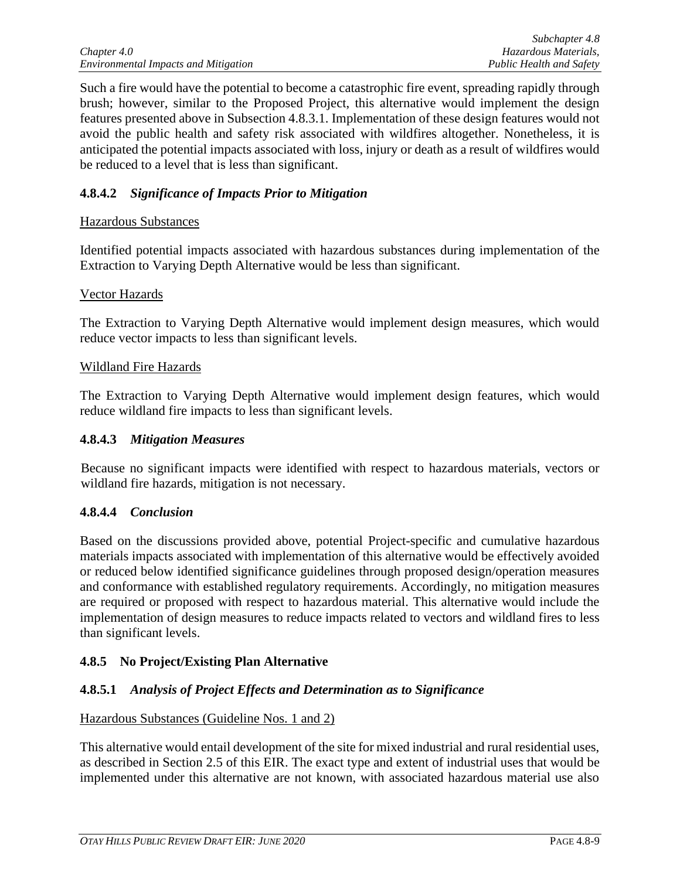Such a fire would have the potential to become a catastrophic fire event, spreading rapidly through brush; however, similar to the Proposed Project, this alternative would implement the design features presented above in Subsection 4.8.3.1. Implementation of these design features would not avoid the public health and safety risk associated with wildfires altogether. Nonetheless, it is anticipated the potential impacts associated with loss, injury or death as a result of wildfires would be reduced to a level that is less than significant.

### 4.8.4.2 *Significance of Impacts Prior to Mitigation*

<u>Hazardous Substances</u>

Identified potential impacts associated with hazardous substances during implementation of the Extraction to Varying Depth Alternative would be less than significant.

<u>Vector Hazards</u>

The Extraction to Varying Depth Alternative would implement design measures, which would reduce vector impacts to less than significant levels.

<u>Wildland Fire Hazards</u>

The Extraction to Varying Depth Alternative would implement design features, which would reduce wildland fire impacts to less than significant levels.

### 4.8.4.3 *Mitigation Measures*

Because no significant impacts were identified with respect to hazardous materials, vectors or wildland fire hazards, mitigation is not necessary.

### 4.8.4.4 *Conclusion*

Based on the discussions provided above, potential Project-specific and cumulative hazardous materials impacts associated with implementation of this alternative would be effectively avoided or reduced below identified significance guidelines through proposed design/operation measures and conformance with established regulatory requirements. Accordingly, no mitigation measures are required or proposed with respect to hazardous material. This alternative would include the implementation of design measures to reduce impacts related to vectors and wildland fires to less than significant levels.

## 4.8.5 No Project/Existing Plan Alternative

### 4.8.5.1 *Analysis of Project Effects and Determination as to Significance*

<u>Hazardous Substances (Guideline Nos. 1 and 2)</u>

This alternative would entail development of the site for mixed industrial and rural residential uses, as described in Section 2.5 of this EIR. The exact type and extent of industrial uses that would be implemented under this alternative are not known, with associated hazardous material use also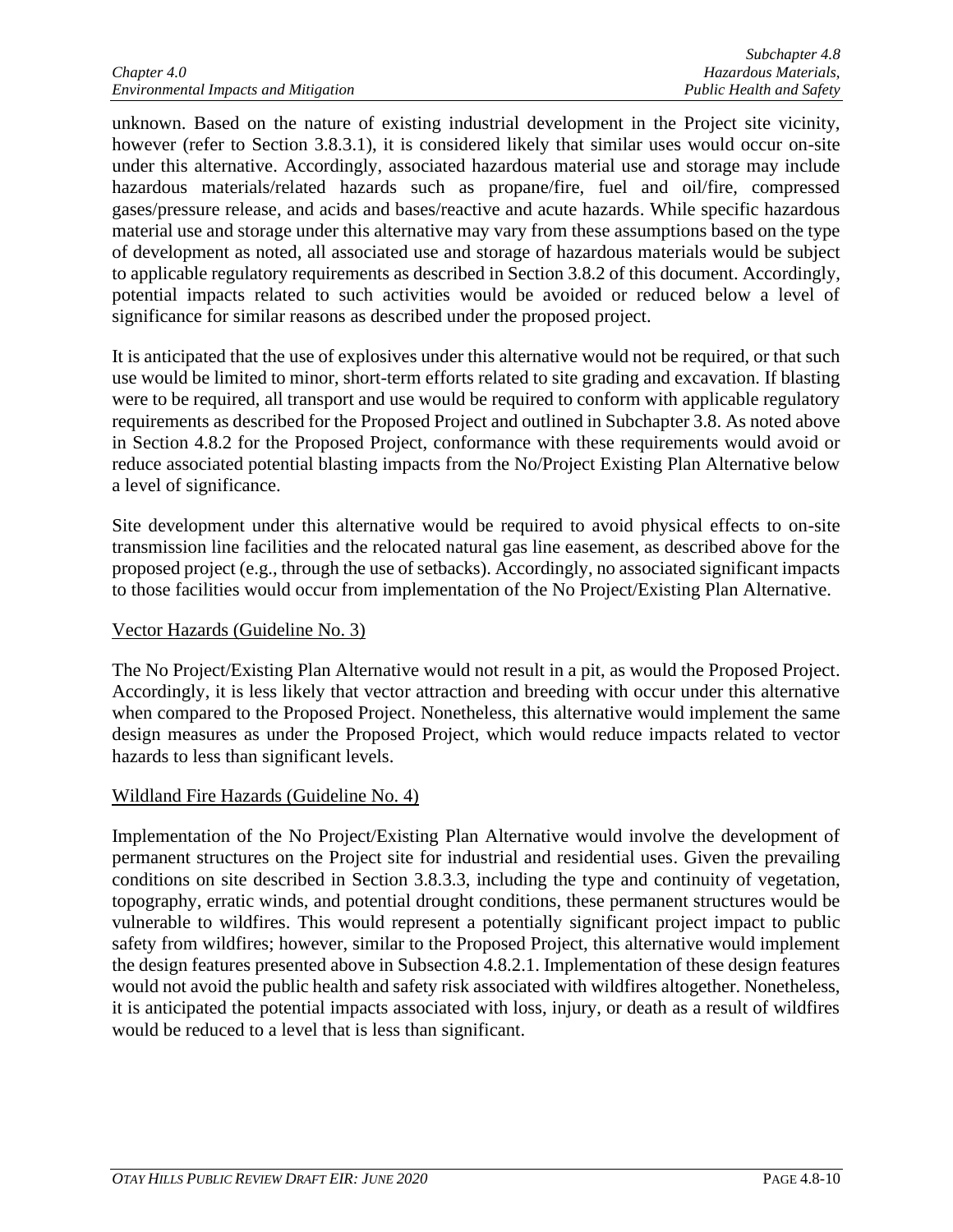unknown. Based on the nature of existing industrial development in the Project site vicinity, however (refer to Section 3.8.3.1), it is considered likely that similar uses would occur on-site under this alternative. Accordingly, associated hazardous material use and storage may include hazardous materials/related hazards such as propane/fire, fuel and oil/fire, compressed gases/pressure release, and acids and bases/reactive and acute hazards. While specific hazardous material use and storage under this alternative may vary from these assumptions based on the type of development as noted, all associated use and storage of hazardous materials would be subject to applicable regulatory requirements as described in Section 3.8.2 of this document. Accordingly, potential impacts related to such activities would be avoided or reduced below a level of significance for similar reasons as described under the proposed project.

It is anticipated that the use of explosives under this alternative would not be required, or that such use would be limited to minor, short-term efforts related to site grading and excavation. If blasting were to be required, all transport and use would be required to conform with applicable regulatory requirements as described for the Proposed Project and outlined in Subchapter 3.8. As noted above in Section 4.8.2 for the Proposed Project, conformance with these requirements would avoid or reduce associated potential blasting impacts from the No/Project Existing Plan Alternative below a level of significance.

Site development under this alternative would be required to avoid physical effects to on-site transmission line facilities and the relocated natural gas line easement, as described above for the proposed project (e.g., through the use of setbacks). Accordingly, no associated significant impacts to those facilities would occur from implementation of the No Project/Existing Plan Alternative.

Vector Hazards (Guideline No. 3)

The No Project/Existing Plan Alternative would not result in a pit, as would the Proposed Project. Accordingly, it is less likely that vector attraction and breeding with occur under this alternative when compared to the Proposed Project. Nonetheless, this alternative would implement the same design measures as under the Proposed Project, which would reduce impacts related to vector hazards to less than significant levels.

Wildland Fire Hazards (Guideline No. 4)

Implementation of the No Project/Existing Plan Alternative would involve the development of permanent structures on the Project site for industrial and residential uses. Given the prevailing conditions on site described in Section 3.8.3.3, including the type and continuity of vegetation, topography, erratic winds, and potential drought conditions, these permanent structures would be vulnerable to wildfires. This would represent a potentially significant project impact to public safety from wildfires; however, similar to the Proposed Project, this alternative would implement the design features presented above in Subsection 4.8.2.1. Implementation of these design features would not avoid the public health and safety risk associated with wildfires altogether. Nonetheless, it is anticipated the potential impacts associated with loss, injury, or death as a result of wildfires would be reduced to a level that is less than significant.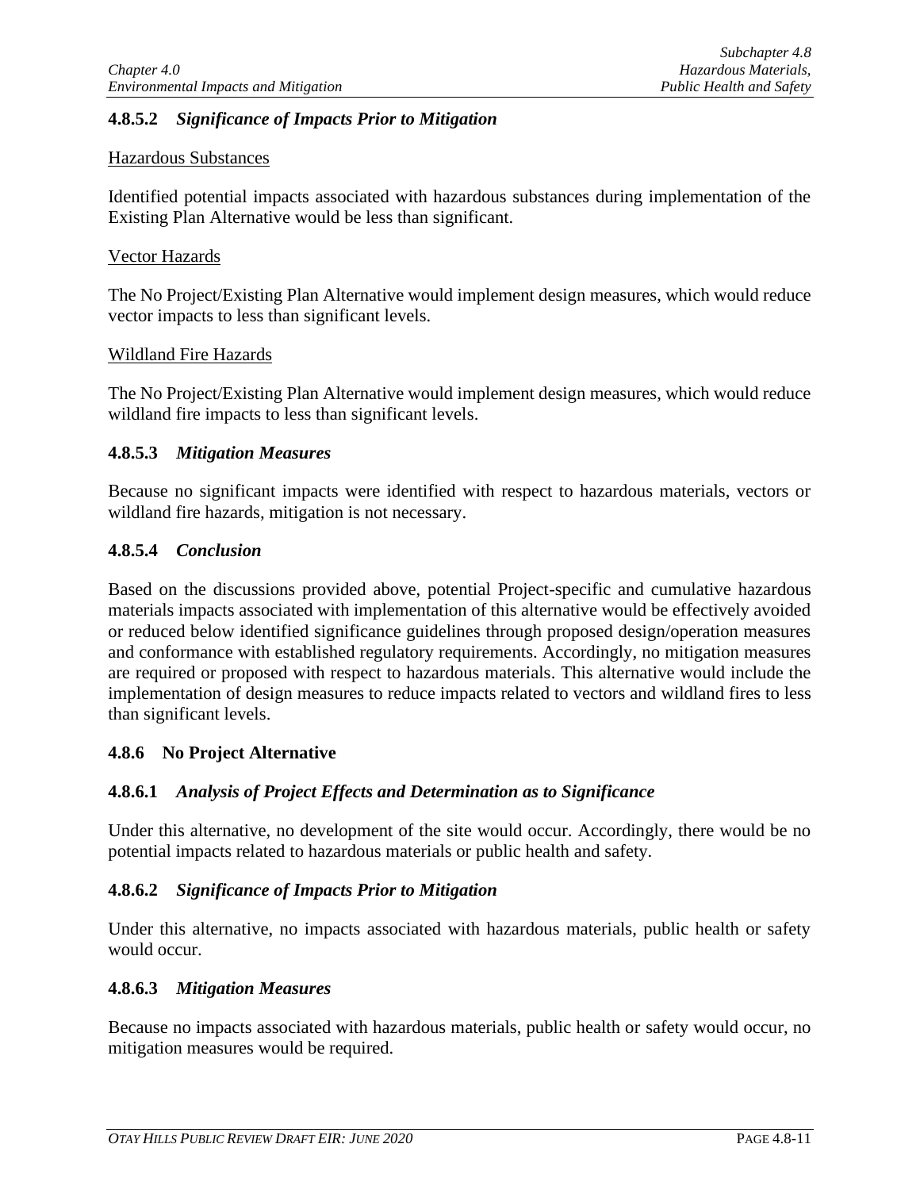### 4.8.5.2 *Significance of Impacts Prior to Mitigation*

<u>Hazardous Substances</u>

Identified potential impacts associated with hazardous substances during implementation of the Existing Plan Alternative would be less than significant.

<u>Vector Hazards</u>

The No Project/Existing Plan Alternative would implement design measures, which would reduce vector impacts to less than significant levels.

<u>Wildland Fire Hazards</u>

The No Project/Existing Plan Alternative would implement design measures, which would reduce wildland fire impacts to less than significant levels.

### 4.8.5.3 *Mitigation Measures*

Because no significant impacts were identified with respect to hazardous materials, vectors or wildland fire hazards, mitigation is not necessary.

### 4.8.5.4 *Conclusion*

Based on the discussions provided above, potential Project-specific and cumulative hazardous materials impacts associated with implementation of this alternative would be effectively avoided or reduced below identified significance guidelines through proposed design/operation measures and conformance with established regulatory requirements. Accordingly, no mitigation measures are required or proposed with respect to hazardous materials. This alternative would include the implementation of design measures to reduce impacts related to vectors and wildland fires to less than significant levels.

## 4.8.6 No Project Alternative

### 4.8.6.1 *Analysis of Project Effects and Determination as to Significance*

Under this alternative, no development of the site would occur. Accordingly, there would be no potential impacts related to hazardous materials or public health and safety.

### 4.8.6.2 *Significance of Impacts Prior to Mitigation*

Under this alternative, no impacts associated with hazardous materials, public health or safety would occur.

### 4.8.6.3 *Mitigation Measures*

Because no impacts associated with hazardous materials, public health or safety would occur, no mitigation measures would be required.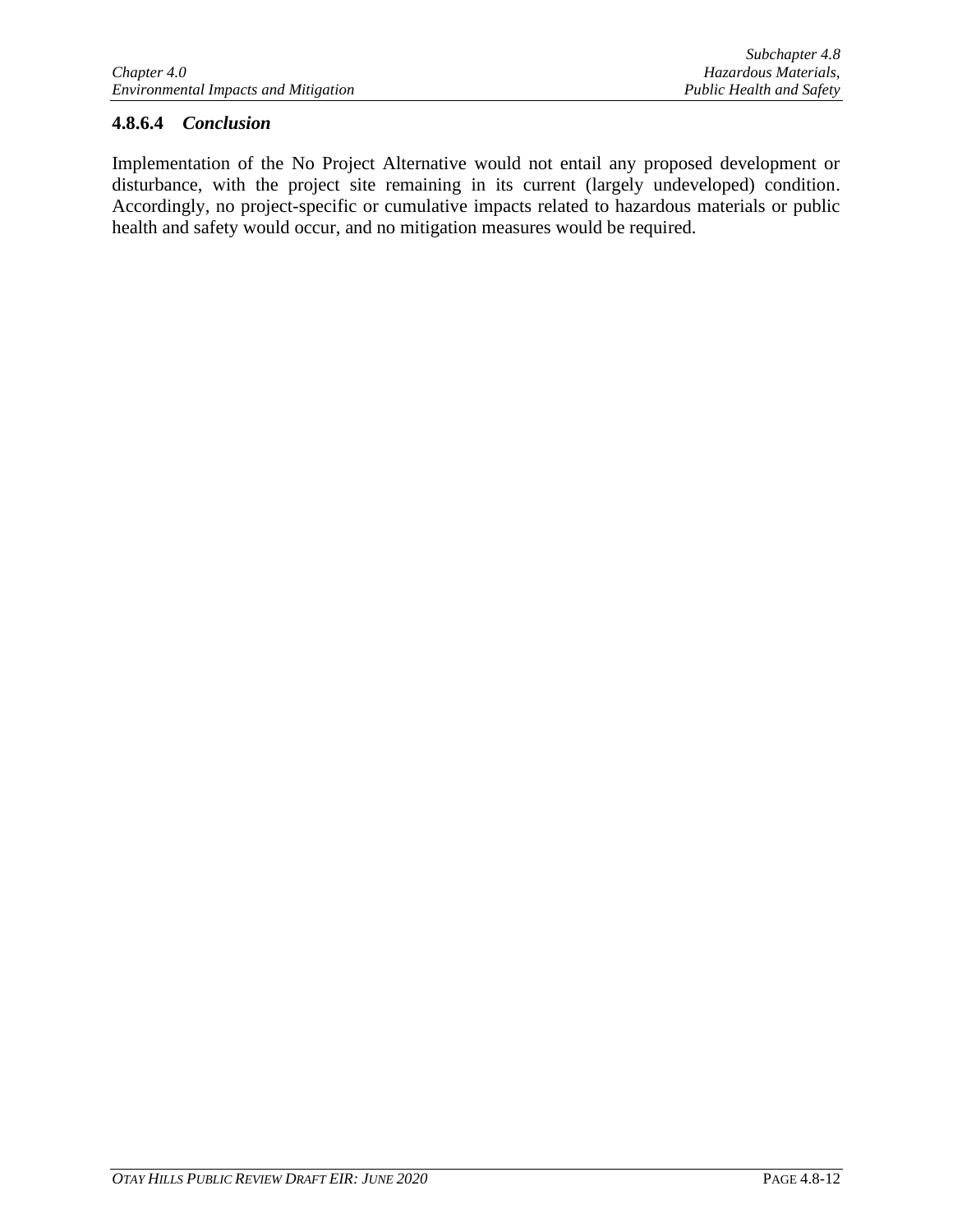#### 4.8.6.4 *Conclusion*

Implementation of the No Project Alternative would not entail any proposed development or disturbance, with the project site remaining in its current (largely undeveloped) condition. Accordingly, no project-specific or cumulative impacts related to hazardous materials or public health and safety would occur, and no mitigation measures would be required.